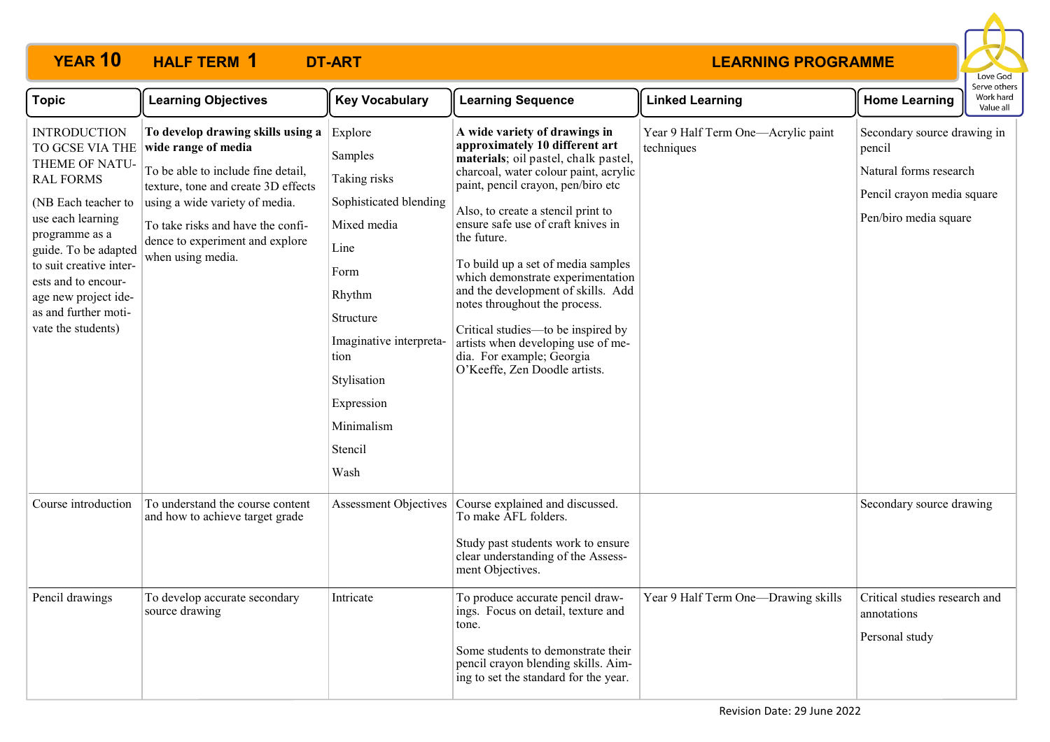# YEAR 10 HALF TERM 1 DT-ART LEARNING PROGRAMME

Love God
Serve others
Work hard
Value all

| Topic | Learning Objectives | Key Vocabulary | Learning Sequence | Linked Learning | Home Learning |
|---|---|---|---|---|---|
| INTRODUCTION TO GCSE VIA THE THEME OF NATURAL FORMS<br><br>(NB Each teacher to use each learning programme as a guide. To be adapted to suit creative interests and to encourage new project ideas and further motivate the students) | **To develop drawing skills using a wide range of media**<br><br>To be able to include fine detail, texture, tone and create 3D effects using a wide variety of media.<br><br>To take risks and have the confidence to experiment and explore when using media. | Explore<br>Samples<br>Taking risks<br>Sophisticated blending<br>Mixed media<br>Line<br>Form<br>Rhythm<br>Structure<br>Imaginative interpretation<br>Stylisation<br>Expression<br>Minimalism<br>Stencil<br>Wash | **A wide variety of drawings in approximately 10 different art materials**; oil pastel, chalk pastel, charcoal, water colour paint, acrylic paint, pencil crayon, pen/biro etc<br><br>Also, to create a stencil print to ensure safe use of craft knives in the future.<br><br>To build up a set of media samples which demonstrate experimentation and the development of skills. Add notes throughout the process.<br><br>Critical studies—to be inspired by artists when developing use of media. For example; Georgia O'Keeffe, Zen Doodle artists. | Year 9 Half Term One—Acrylic paint techniques | Secondary source drawing in pencil<br><br>Natural forms research<br><br>Pencil crayon media square<br><br>Pen/biro media square |
| Course introduction | To understand the course content and how to achieve target grade | Assessment Objectives | Course explained and discussed. To make AFL folders.<br><br>Study past students work to ensure clear understanding of the Assessment Objectives. | | Secondary source drawing |
| Pencil drawings | To develop accurate secondary source drawing | Intricate | To produce accurate pencil drawings. Focus on detail, texture and tone.<br><br>Some students to demonstrate their pencil crayon blending skills. Aiming to set the standard for the year. | Year 9 Half Term One—Drawing skills | Critical studies research and annotations<br><br>Personal study |

Revision Date: 29 June 2022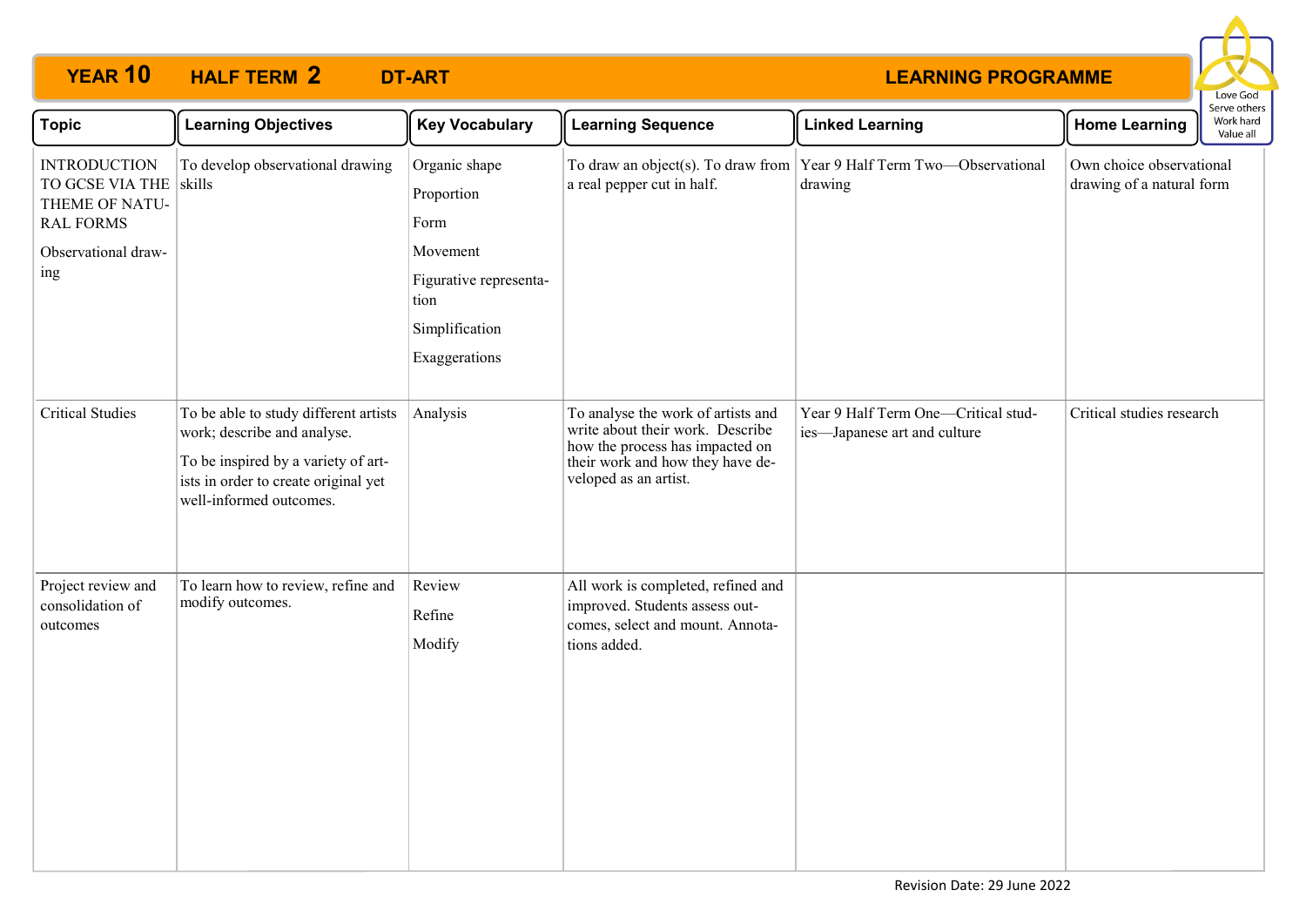# YEAR 10 HALF TERM 2 DT-ART LEARNING PROGRAMME

Love God
Serve others
Work hard
Value all

| Topic | Learning Objectives | Key Vocabulary | Learning Sequence | Linked Learning | Home Learning |
|---|---|---|---|---|---|
| INTRODUCTION TO GCSE VIA THE THEME OF NATURAL FORMS<br><br>Observational drawing | To develop observational drawing skills | Organic shape<br>Proportion<br>Form<br>Movement<br>Figurative representation<br>Simplification<br>Exaggerations | To draw an object(s). To draw from a real pepper cut in half. | Year 9 Half Term Two—Observational drawing | Own choice observational drawing of a natural form |
| Critical Studies | To be able to study different artists work; describe and analyse.<br><br>To be inspired by a variety of artists in order to create original yet well-informed outcomes. | Analysis | To analyse the work of artists and write about their work. Describe how the process has impacted on their work and how they have developed as an artist. | Year 9 Half Term One—Critical studies—Japanese art and culture | Critical studies research |
| Project review and consolidation of outcomes | To learn how to review, refine and modify outcomes. | Review<br>Refine<br>Modify | All work is completed, refined and improved. Students assess outcomes, select and mount. Annotations added. | | |

Revision Date: 29 June 2022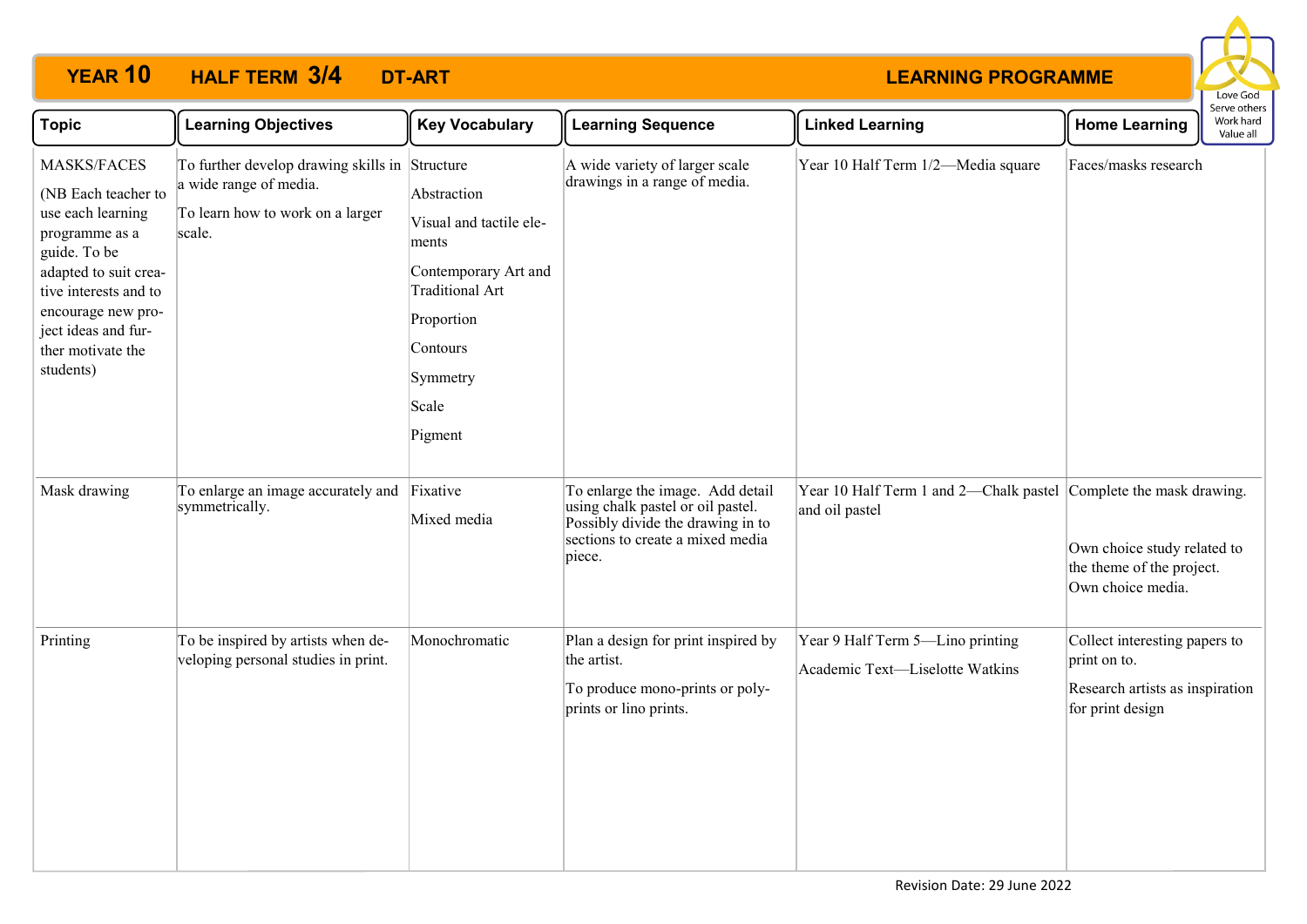# YEAR 10 HALF TERM 3/4 DT-ART LEARNING PROGRAMME

| Topic | Learning Objectives | Key Vocabulary | Learning Sequence | Linked Learning | Home Learning |
|---|---|---|---|---|---|
| MASKS/FACES<br><br>(NB Each teacher to use each learning programme as a guide. To be adapted to suit creative interests and to encourage new project ideas and further motivate the students) | To further develop drawing skills in a wide range of media.<br><br>To learn how to work on a larger scale. | Structure<br><br>Abstraction<br><br>Visual and tactile elements<br><br>Contemporary Art and Traditional Art<br><br>Proportion<br><br>Contours<br><br>Symmetry<br><br>Scale<br><br>Pigment | A wide variety of larger scale drawings in a range of media. | Year 10 Half Term 1/2—Media square | Faces/masks research |
| Mask drawing | To enlarge an image accurately and symmetrically. | Fixative<br><br>Mixed media | To enlarge the image. Add detail using chalk pastel or oil pastel. Possibly divide the drawing in to sections to create a mixed media piece. | Year 10 Half Term 1 and 2—Chalk pastel and oil pastel | Complete the mask drawing.<br><br>Own choice study related to the theme of the project. Own choice media. |
| Printing | To be inspired by artists when developing personal studies in print. | Monochromatic | Plan a design for print inspired by the artist.<br><br>To produce mono-prints or poly-prints or lino prints. | Year 9 Half Term 5—Lino printing<br><br>Academic Text—Liselotte Watkins | Collect interesting papers to print on to.<br><br>Research artists as inspiration for print design |

Revision Date: 29 June 2022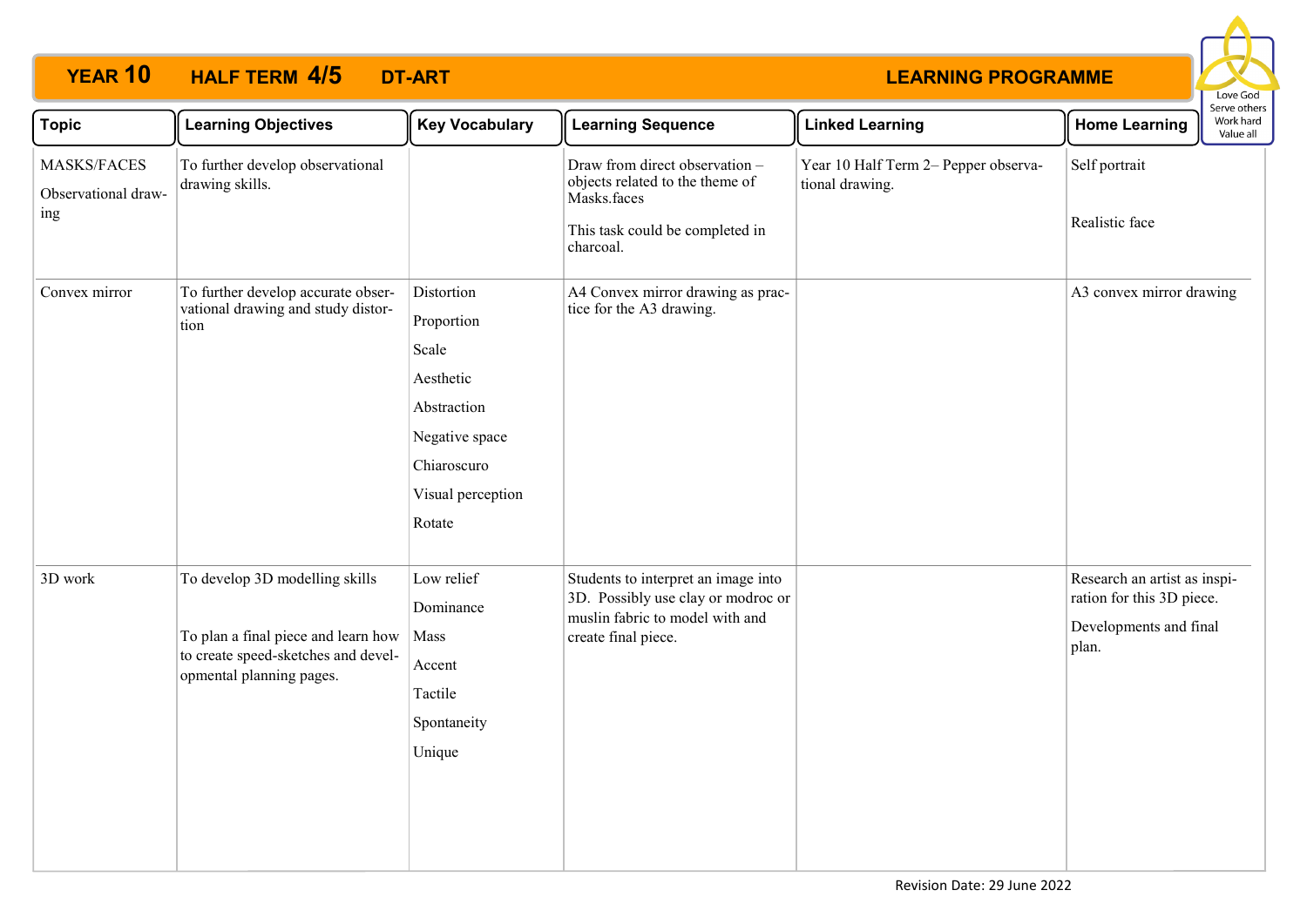# YEAR 10 HALF TERM 4/5 DT-ART LEARNING PROGRAMME

Love God
Serve others
Work hard
Value all

| Topic | Learning Objectives | Key Vocabulary | Learning Sequence | Linked Learning | Home Learning |
|---|---|---|---|---|---|
| MASKS/FACES<br><br>Observational drawing | To further develop observational drawing skills. | | Draw from direct observation – objects related to the theme of Masks.faces<br><br>This task could be completed in charcoal. | Year 10 Half Term 2– Pepper observational drawing. | Self portrait<br><br>Realistic face |
| Convex mirror | To further develop accurate observational drawing and study distortion | Distortion<br>Proportion<br>Scale<br>Aesthetic<br>Abstraction<br>Negative space<br>Chiaroscuro<br>Visual perception<br>Rotate | A4 Convex mirror drawing as practice for the A3 drawing. | | A3 convex mirror drawing |
| 3D work | To develop 3D modelling skills<br><br>To plan a final piece and learn how to create speed-sketches and developmental planning pages. | Low relief<br>Dominance<br>Mass<br>Accent<br>Tactile<br>Spontaneity<br>Unique | Students to interpret an image into 3D. Possibly use clay or modroc or muslin fabric to model with and create final piece. | | Research an artist as inspiration for this 3D piece.<br><br>Developments and final plan. |

Revision Date: 29 June 2022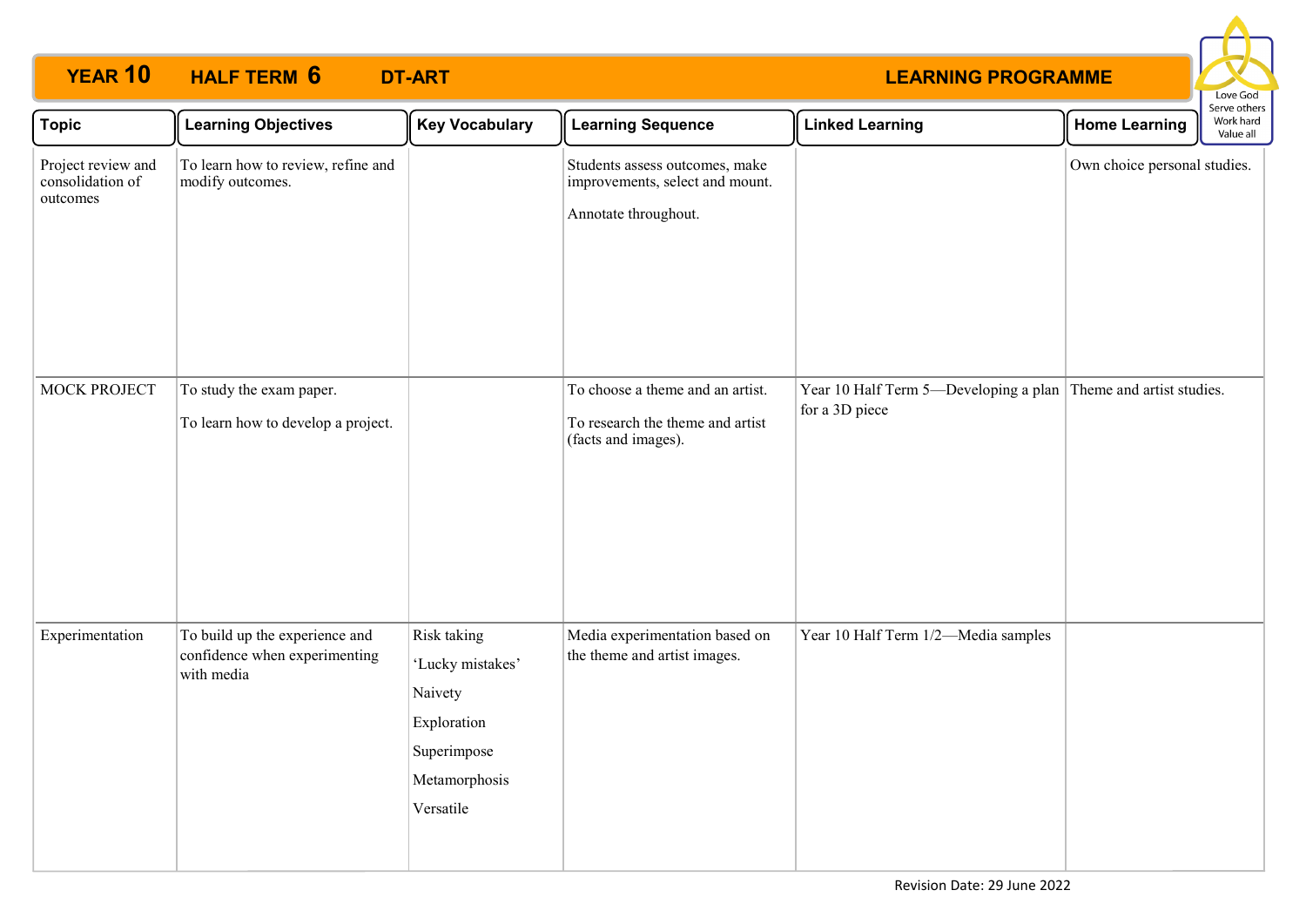# YEAR 10 HALF TERM 6 DT-ART LEARNING PROGRAMME

Love God
Serve others
Work hard
Value all

| Topic | Learning Objectives | Key Vocabulary | Learning Sequence | Linked Learning | Home Learning |
|---|---|---|---|---|---|
| Project review and consolidation of outcomes | To learn how to review, refine and modify outcomes. | | Students assess outcomes, make improvements, select and mount.<br><br>Annotate throughout. | | Own choice personal studies. |
| MOCK PROJECT | To study the exam paper.<br><br>To learn how to develop a project. | | To choose a theme and an artist.<br><br>To research the theme and artist (facts and images). | Year 10 Half Term 5—Developing a plan for a 3D piece | Theme and artist studies. |
| Experimentation | To build up the experience and confidence when experimenting with media | Risk taking<br>'Lucky mistakes'<br>Naivety<br>Exploration<br>Superimpose<br>Metamorphosis<br>Versatile | Media experimentation based on the theme and artist images. | Year 10 Half Term 1/2—Media samples | |

Revision Date: 29 June 2022